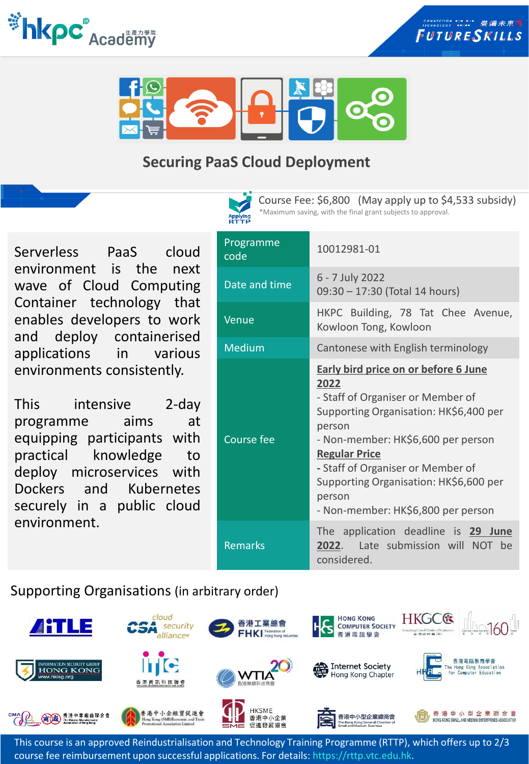# Securing PaaS Cloud Deployment

Course Fee: $6,800 (May apply up to $4,533 subsidy)
*Maximum saving, with the final grant subjects to approval.

Serverless PaaS cloud environment is the next wave of Cloud Computing Container technology that enables developers to work and deploy containerised applications in various environments consistently.

This intensive 2-day programme aims at equipping participants with practical knowledge to deploy microservices with Dockers and Kubernetes securely in a public cloud environment.

| | |
|---|---|
| Programme code | 10012981-01 |
| Date and time | 6 - 7 July 2022<br>09:30 – 17:30 (Total 14 hours) |
| Venue | HKPC Building, 78 Tat Chee Avenue, Kowloon Tong, Kowloon |
| Medium | Cantonese with English terminology |
| Course fee | **Early bird price on or before 6 June 2022**<br>- Staff of Organiser or Member of Supporting Organisation: HK$6,400 per person<br>- Non-member: HK$6,600 per person<br>**Regular Price**<br>- Staff of Organiser or Member of Supporting Organisation: HK$6,600 per person<br>- Non-member: HK$6,800 per person |
| Remarks | The application deadline is **29 June 2022**. Late submission will NOT be considered. |

## Supporting Organisations (in arbitrary order)

This course is an approved Reindustrialisation and Technology Training Programme (RTTP), which offers up to 2/3 course fee reimbursement upon successful applications. For details: https://rttp.vtc.edu.hk.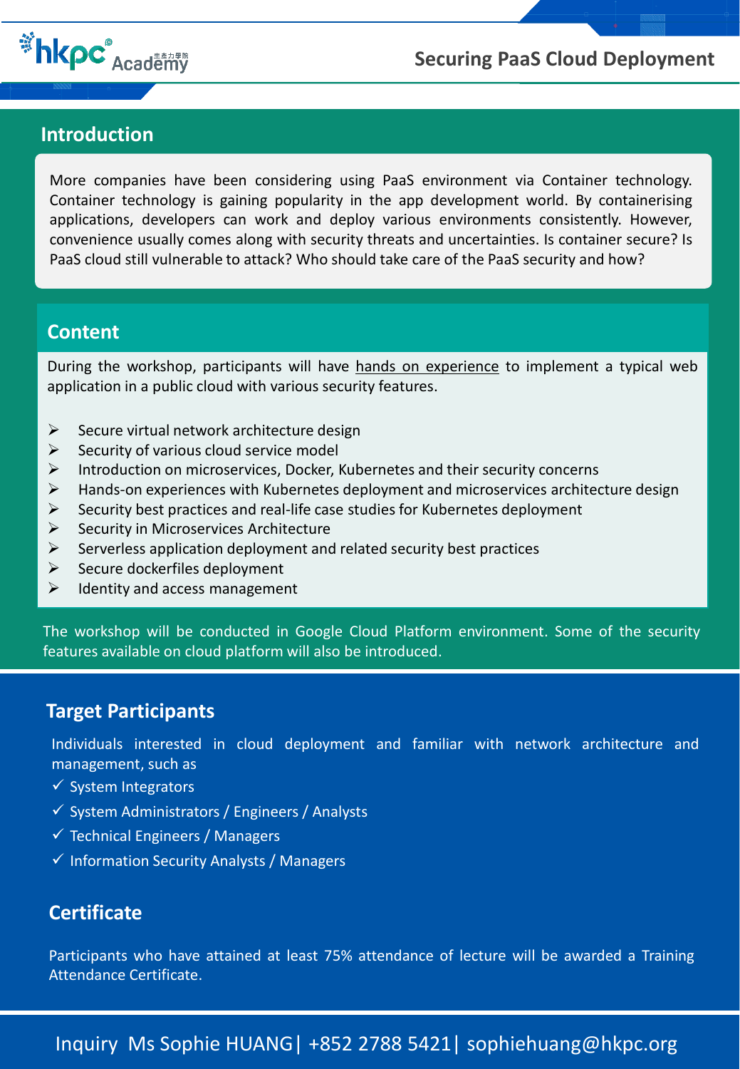# Securing PaaS Cloud Deployment

## Introduction

More companies have been considering using PaaS environment via Container technology. Container technology is gaining popularity in the app development world. By containerising applications, developers can work and deploy various environments consistently. However, convenience usually comes along with security threats and uncertainties. Is container secure? Is PaaS cloud still vulnerable to attack? Who should take care of the PaaS security and how?

## Content

During the workshop, participants will have hands on experience to implement a typical web application in a public cloud with various security features.

- Secure virtual network architecture design
- Security of various cloud service model
- Introduction on microservices, Docker, Kubernetes and their security concerns
- Hands-on experiences with Kubernetes deployment and microservices architecture design
- Security best practices and real-life case studies for Kubernetes deployment
- Security in Microservices Architecture
- Serverless application deployment and related security best practices
- Secure dockerfiles deployment
- Identity and access management

The workshop will be conducted in Google Cloud Platform environment. Some of the security features available on cloud platform will also be introduced.

## Target Participants

Individuals interested in cloud deployment and familiar with network architecture and management, such as

- ✓ System Integrators
- ✓ System Administrators / Engineers / Analysts
- ✓ Technical Engineers / Managers
- ✓ Information Security Analysts / Managers

## Certificate

Participants who have attained at least 75% attendance of lecture will be awarded a Training Attendance Certificate.

Inquiry Ms Sophie HUANG| +852 2788 5421| sophiehuang@hkpc.org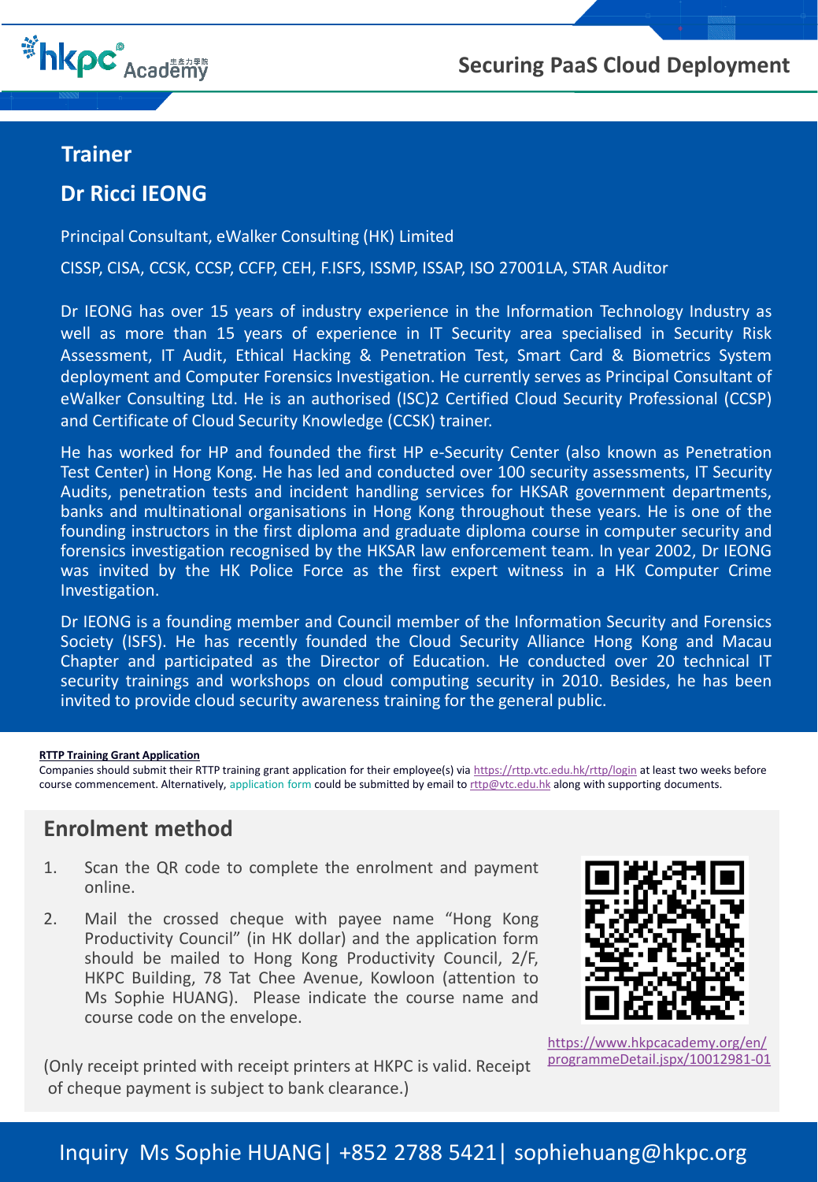## Trainer

### Dr Ricci IEONG

Principal Consultant, eWalker Consulting (HK) Limited

CISSP, CISA, CCSK, CCSP, CCFP, CEH, F.ISFS, ISSMP, ISSAP, ISO 27001LA, STAR Auditor

Dr IEONG has over 15 years of industry experience in the Information Technology Industry as well as more than 15 years of experience in IT Security area specialised in Security Risk Assessment, IT Audit, Ethical Hacking & Penetration Test, Smart Card & Biometrics System deployment and Computer Forensics Investigation. He currently serves as Principal Consultant of eWalker Consulting Ltd. He is an authorised (ISC)2 Certified Cloud Security Professional (CCSP) and Certificate of Cloud Security Knowledge (CCSK) trainer.

He has worked for HP and founded the first HP e-Security Center (also known as Penetration Test Center) in Hong Kong. He has led and conducted over 100 security assessments, IT Security Audits, penetration tests and incident handling services for HKSAR government departments, banks and multinational organisations in Hong Kong throughout these years. He is one of the founding instructors in the first diploma and graduate diploma course in computer security and forensics investigation recognised by the HKSAR law enforcement team. In year 2002, Dr IEONG was invited by the HK Police Force as the first expert witness in a HK Computer Crime Investigation.

Dr IEONG is a founding member and Council member of the Information Security and Forensics Society (ISFS). He has recently founded the Cloud Security Alliance Hong Kong and Macau Chapter and participated as the Director of Education. He conducted over 20 technical IT security trainings and workshops on cloud computing security in 2010. Besides, he has been invited to provide cloud security awareness training for the general public.

**RTTP Training Grant Application**

Companies should submit their RTTP training grant application for their employee(s) via https://rttp.vtc.edu.hk/rttp/login at least two weeks before course commencement. Alternatively, application form could be submitted by email to rttp@vtc.edu.hk along with supporting documents.

## Enrolment method

1. Scan the QR code to complete the enrolment and payment online.
2. Mail the crossed cheque with payee name "Hong Kong Productivity Council" (in HK dollar) and the application form should be mailed to Hong Kong Productivity Council, 2/F, HKPC Building, 78 Tat Chee Avenue, Kowloon (attention to Ms Sophie HUANG). Please indicate the course name and course code on the envelope.

https://www.hkpcacademy.org/en/programmeDetail.jspx/10012981-01

(Only receipt printed with receipt printers at HKPC is valid. Receipt of cheque payment is subject to bank clearance.)

Inquiry Ms Sophie HUANG| +852 2788 5421| sophiehuang@hkpc.org